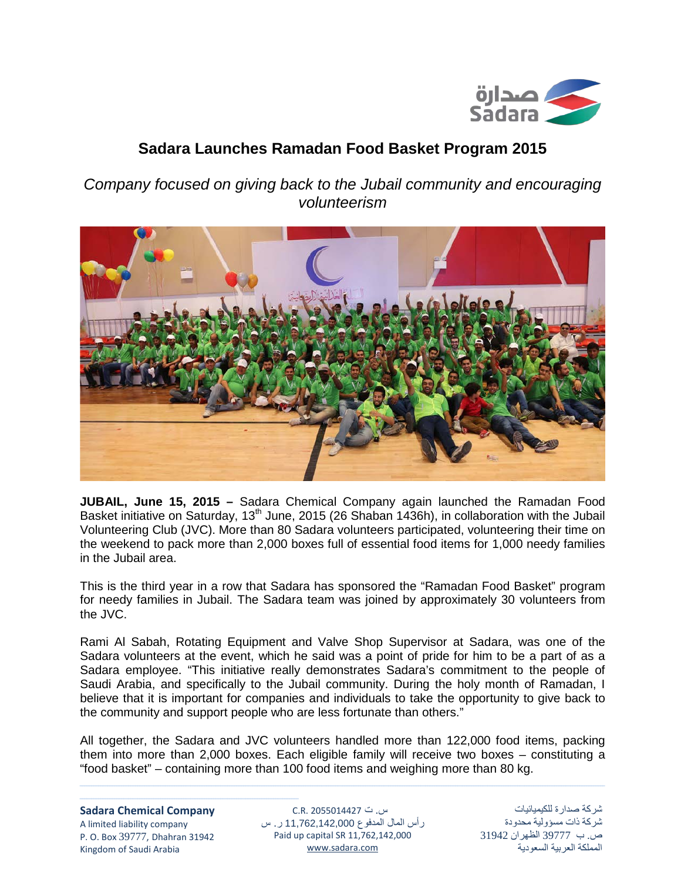# Sadara Launches Ramadan Food Basket Program 2015

*Company focused on giving back to the Jubail community and encouraging volunteerism*

**JUBAIL, June 15, 2015 –** Sadara Chemical Company again launched the Ramadan Food Basket initiative on Saturday, 13th June, 2015 (26 Shaban 1436h), in collaboration with the Jubail Volunteering Club (JVC). More than 80 Sadara volunteers participated, volunteering their time on the weekend to pack more than 2,000 boxes full of essential food items for 1,000 needy families in the Jubail area.

This is the third year in a row that Sadara has sponsored the "Ramadan Food Basket" program for needy families in Jubail. The Sadara team was joined by approximately 30 volunteers from the JVC.

Rami Al Sabah, Rotating Equipment and Valve Shop Supervisor at Sadara, was one of the Sadara volunteers at the event, which he said was a point of pride for him to be a part of as a Sadara employee. "This initiative really demonstrates Sadara's commitment to the people of Saudi Arabia, and specifically to the Jubail community. During the holy month of Ramadan, I believe that it is important for companies and individuals to take the opportunity to give back to the community and support people who are less fortunate than others."

All together, the Sadara and JVC volunteers handled more than 122,000 food items, packing them into more than 2,000 boxes. Each eligible family will receive two boxes – constituting a "food basket" – containing more than 100 food items and weighing more than 80 kg.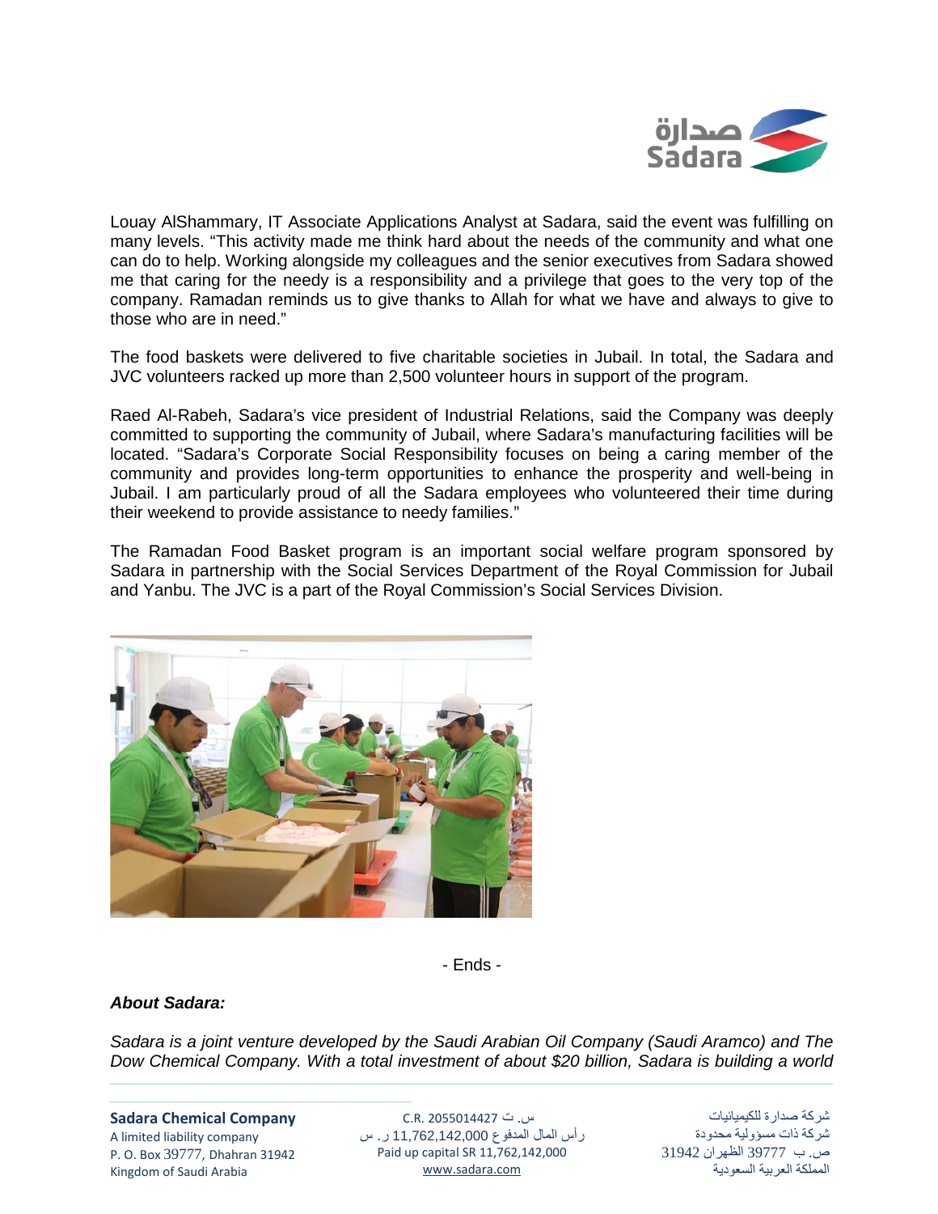Louay AlShammary, IT Associate Applications Analyst at Sadara, said the event was fulfilling on many levels. "This activity made me think hard about the needs of the community and what one can do to help. Working alongside my colleagues and the senior executives from Sadara showed me that caring for the needy is a responsibility and a privilege that goes to the very top of the company. Ramadan reminds us to give thanks to Allah for what we have and always to give to those who are in need."

The food baskets were delivered to five charitable societies in Jubail. In total, the Sadara and JVC volunteers racked up more than 2,500 volunteer hours in support of the program.

Raed Al-Rabeh, Sadara's vice president of Industrial Relations, said the Company was deeply committed to supporting the community of Jubail, where Sadara's manufacturing facilities will be located. "Sadara's Corporate Social Responsibility focuses on being a caring member of the community and provides long-term opportunities to enhance the prosperity and well-being in Jubail. I am particularly proud of all the Sadara employees who volunteered their time during their weekend to provide assistance to needy families."

The Ramadan Food Basket program is an important social welfare program sponsored by Sadara in partnership with the Social Services Department of the Royal Commission for Jubail and Yanbu. The JVC is a part of the Royal Commission's Social Services Division.

- Ends -

***About Sadara:***

*Sadara is a joint venture developed by the Saudi Arabian Oil Company (Saudi Aramco) and The Dow Chemical Company. With a total investment of about $20 billion, Sadara is building a world*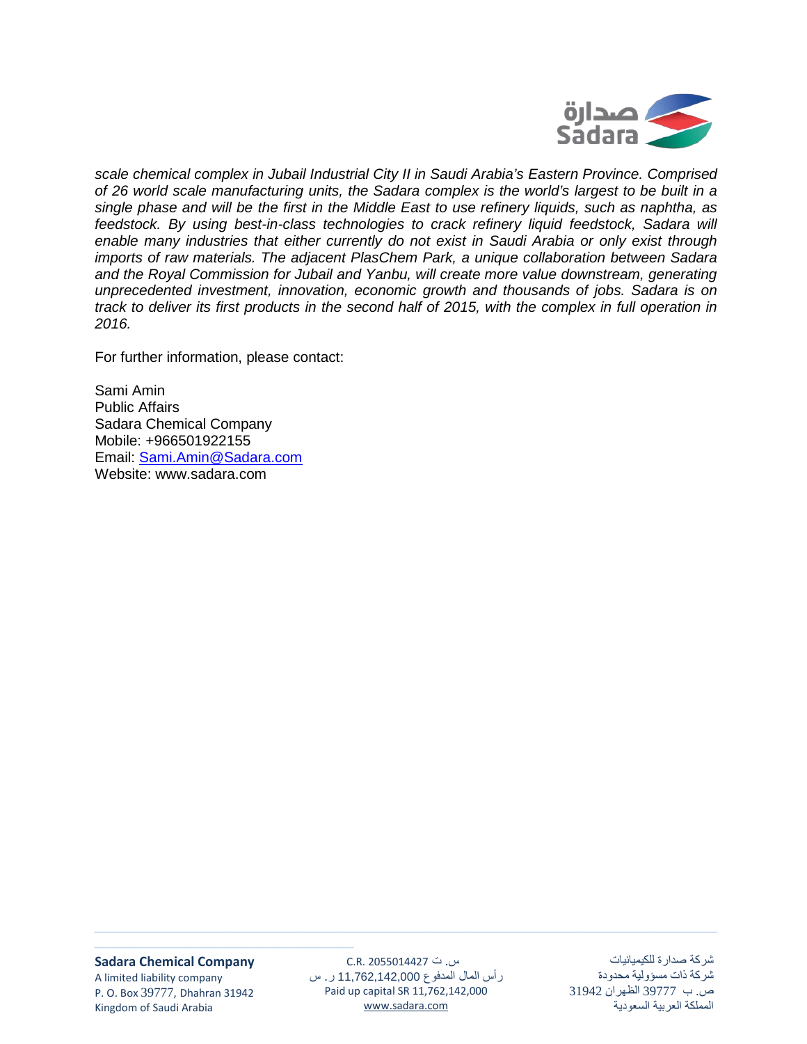*scale chemical complex in Jubail Industrial City II in Saudi Arabia's Eastern Province. Comprised of 26 world scale manufacturing units, the Sadara complex is the world's largest to be built in a single phase and will be the first in the Middle East to use refinery liquids, such as naphtha, as feedstock. By using best-in-class technologies to crack refinery liquid feedstock, Sadara will enable many industries that either currently do not exist in Saudi Arabia or only exist through imports of raw materials. The adjacent PlasChem Park, a unique collaboration between Sadara and the Royal Commission for Jubail and Yanbu, will create more value downstream, generating unprecedented investment, innovation, economic growth and thousands of jobs. Sadara is on track to deliver its first products in the second half of 2015, with the complex in full operation in 2016.*

For further information, please contact:

Sami Amin
Public Affairs
Sadara Chemical Company
Mobile: +966501922155
Email: [Sami.Amin@Sadara.com](mailto:Sami.Amin@Sadara.com)
Website: www.sadara.com